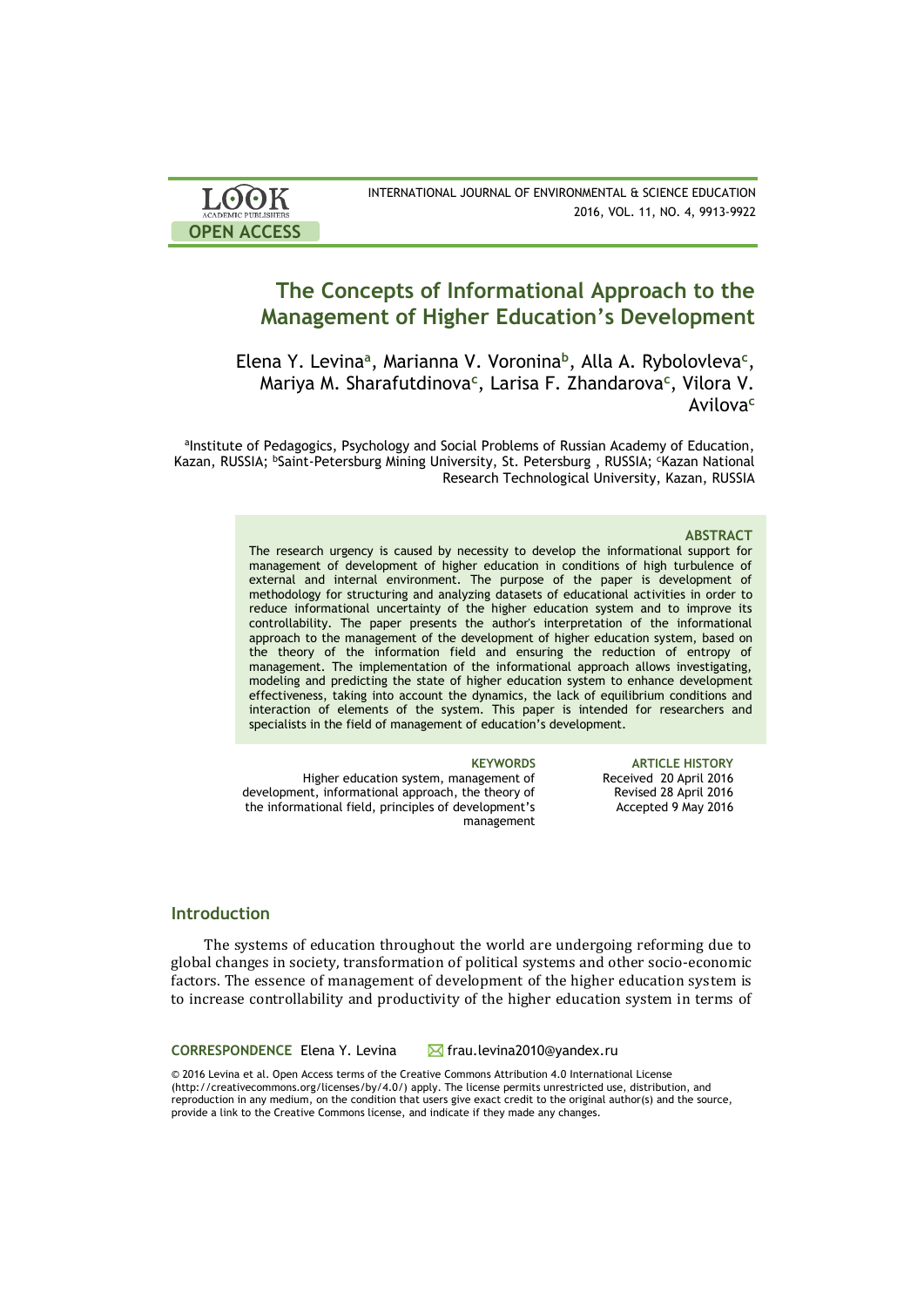# The Concepts of Informational Approach to the Management of Higher Education's Development

Elena Y. Levina[a], Marianna V. Voronina[b], Alla A. Rybolovleva[c], Mariya M. Sharafutdinova[c], Larisa F. Zhandarova[c], Vilora V. Avilova[c]

[a]Institute of Pedagogics, Psychology and Social Problems of Russian Academy of Education, Kazan, RUSSIA; [b]Saint-Petersburg Mining University, St. Petersburg , RUSSIA; [c]Kazan National Research Technological University, Kazan, RUSSIA

**ABSTRACT**

The research urgency is caused by necessity to develop the informational support for management of development of higher education in conditions of high turbulence of external and internal environment. The purpose of the paper is development of methodology for structuring and analyzing datasets of educational activities in order to reduce informational uncertainty of the higher education system and to improve its controllability. The paper presents the author's interpretation of the informational approach to the management of the development of higher education system, based on the theory of the information field and ensuring the reduction of entropy of management. The implementation of the informational approach allows investigating, modeling and predicting the state of higher education system to enhance development effectiveness, taking into account the dynamics, the lack of equilibrium conditions and interaction of elements of the system. This paper is intended for researchers and specialists in the field of management of education's development.

**KEYWORDS**

Higher education system, management of development, informational approach, the theory of the informational field, principles of development's management

**ARTICLE HISTORY**

Received 20 April 2016
Revised 28 April 2016
Accepted 9 May 2016

## Introduction

The systems of education throughout the world are undergoing reforming due to global changes in society, transformation of political systems and other socio-economic factors. The essence of management of development of the higher education system is to increase controllability and productivity of the higher education system in terms of

**CORRESPONDENCE** Elena Y. Levina ✉ frau.levina2010@yandex.ru

© 2016 Levina et al. Open Access terms of the Creative Commons Attribution 4.0 International License (http://creativecommons.org/licenses/by/4.0/) apply. The license permits unrestricted use, distribution, and reproduction in any medium, on the condition that users give exact credit to the original author(s) and the source, provide a link to the Creative Commons license, and indicate if they made any changes.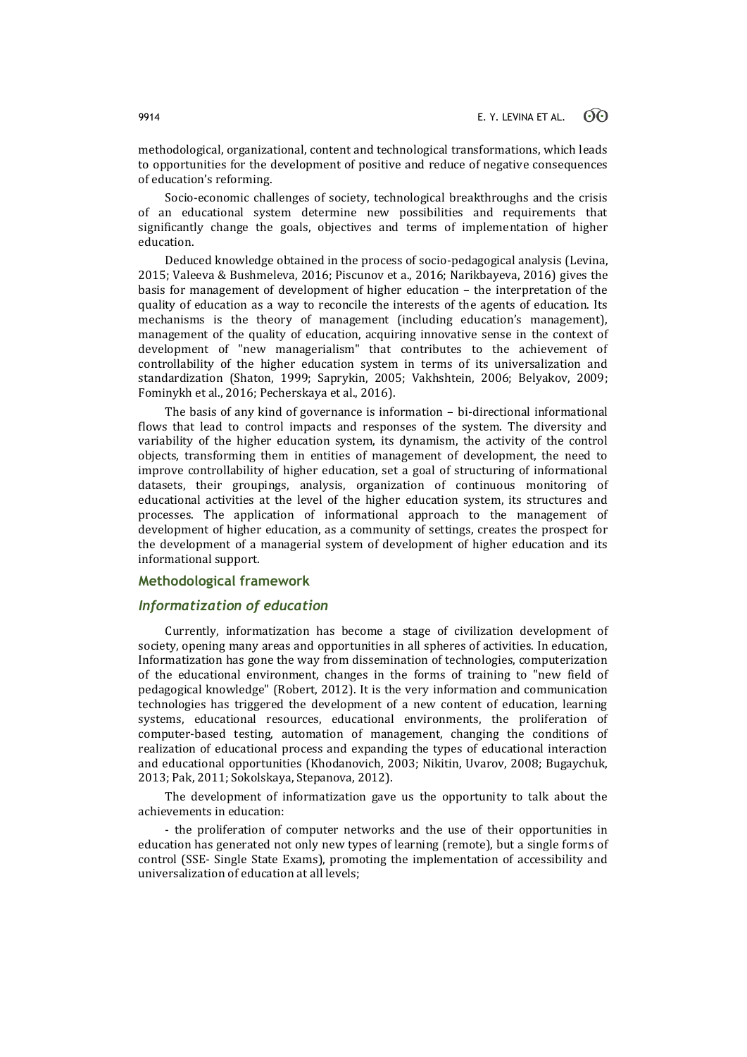methodological, organizational, content and technological transformations, which leads to opportunities for the development of positive and reduce of negative consequences of education's reforming.

Socio-economic challenges of society, technological breakthroughs and the crisis of an educational system determine new possibilities and requirements that significantly change the goals, objectives and terms of implementation of higher education.

Deduced knowledge obtained in the process of socio-pedagogical analysis (Levina, 2015; Valeeva & Bushmeleva, 2016; Piscunov et a., 2016; Narikbayeva, 2016) gives the basis for management of development of higher education – the interpretation of the quality of education as a way to reconcile the interests of the agents of education. Its mechanisms is the theory of management (including education's management), management of the quality of education, acquiring innovative sense in the context of development of "new managerialism" that contributes to the achievement of controllability of the higher education system in terms of its universalization and standardization (Shaton, 1999; Saprykin, 2005; Vakhshtein, 2006; Belyakov, 2009; Fominykh et al., 2016; Pecherskaya et al., 2016).

The basis of any kind of governance is information – bi-directional informational flows that lead to control impacts and responses of the system. The diversity and variability of the higher education system, its dynamism, the activity of the control objects, transforming them in entities of management of development, the need to improve controllability of higher education, set a goal of structuring of informational datasets, their groupings, analysis, organization of continuous monitoring of educational activities at the level of the higher education system, its structures and processes. The application of informational approach to the management of development of higher education, as a community of settings, creates the prospect for the development of a managerial system of development of higher education and its informational support.

## Methodological framework

### *Informatization of education*

Currently, informatization has become a stage of civilization development of society, opening many areas and opportunities in all spheres of activities. In education, Informatization has gone the way from dissemination of technologies, computerization of the educational environment, changes in the forms of training to "new field of pedagogical knowledge" (Robert, 2012). It is the very information and communication technologies has triggered the development of a new content of education, learning systems, educational resources, educational environments, the proliferation of computer-based testing, automation of management, changing the conditions of realization of educational process and expanding the types of educational interaction and educational opportunities (Khodanovich, 2003; Nikitin, Uvarov, 2008; Bugaychuk, 2013; Pak, 2011; Sokolskaya, Stepanova, 2012).

The development of informatization gave us the opportunity to talk about the achievements in education:

- the proliferation of computer networks and the use of their opportunities in education has generated not only new types of learning (remote), but a single forms of control (SSE- Single State Exams), promoting the implementation of accessibility and universalization of education at all levels;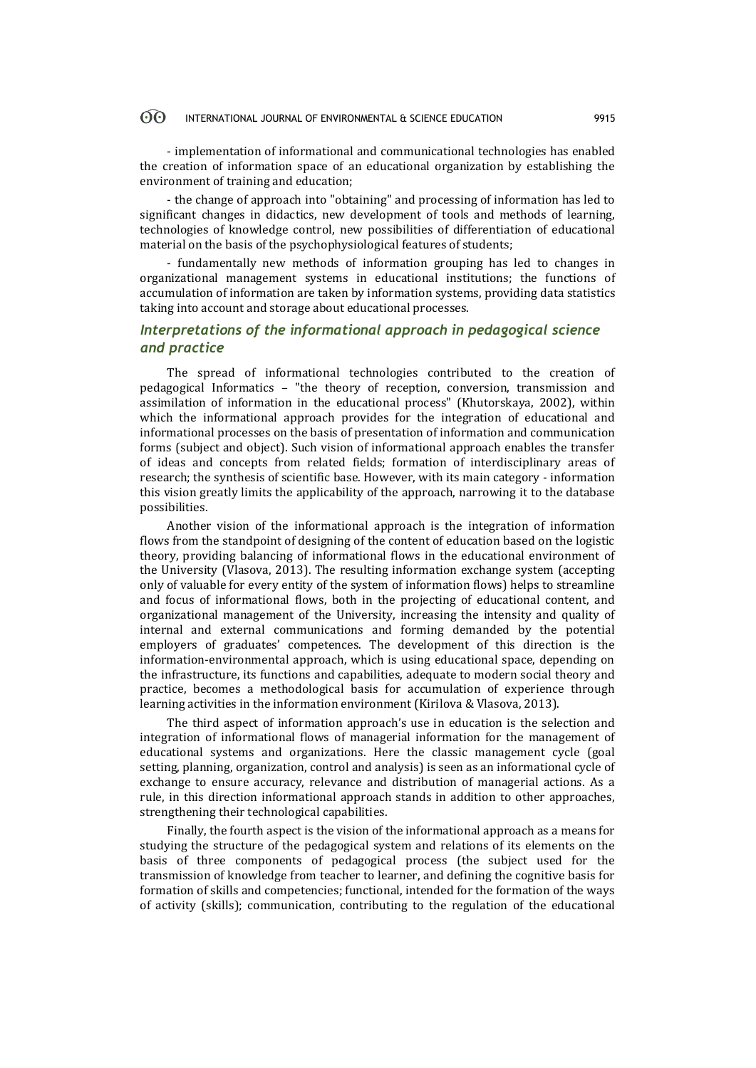- implementation of informational and communicational technologies has enabled the creation of information space of an educational organization by establishing the environment of training and education;

- the change of approach into "obtaining" and processing of information has led to significant changes in didactics, new development of tools and methods of learning, technologies of knowledge control, new possibilities of differentiation of educational material on the basis of the psychophysiological features of students;

- fundamentally new methods of information grouping has led to changes in organizational management systems in educational institutions; the functions of accumulation of information are taken by information systems, providing data statistics taking into account and storage about educational processes.

## *Interpretations of the informational approach in pedagogical science and practice*

The spread of informational technologies contributed to the creation of pedagogical Informatics – "the theory of reception, conversion, transmission and assimilation of information in the educational process" (Khutorskaya, 2002), within which the informational approach provides for the integration of educational and informational processes on the basis of presentation of information and communication forms (subject and object). Such vision of informational approach enables the transfer of ideas and concepts from related fields; formation of interdisciplinary areas of research; the synthesis of scientific base. However, with its main category - information this vision greatly limits the applicability of the approach, narrowing it to the database possibilities.

Another vision of the informational approach is the integration of information flows from the standpoint of designing of the content of education based on the logistic theory, providing balancing of informational flows in the educational environment of the University (Vlasova, 2013). The resulting information exchange system (accepting only of valuable for every entity of the system of information flows) helps to streamline and focus of informational flows, both in the projecting of educational content, and organizational management of the University, increasing the intensity and quality of internal and external communications and forming demanded by the potential employers of graduates' competences. The development of this direction is the information-environmental approach, which is using educational space, depending on the infrastructure, its functions and capabilities, adequate to modern social theory and practice, becomes a methodological basis for accumulation of experience through learning activities in the information environment (Kirilova & Vlasova, 2013).

The third aspect of information approach's use in education is the selection and integration of informational flows of managerial information for the management of educational systems and organizations. Here the classic management cycle (goal setting, planning, organization, control and analysis) is seen as an informational cycle of exchange to ensure accuracy, relevance and distribution of managerial actions. As a rule, in this direction informational approach stands in addition to other approaches, strengthening their technological capabilities.

Finally, the fourth aspect is the vision of the informational approach as a means for studying the structure of the pedagogical system and relations of its elements on the basis of three components of pedagogical process (the subject used for the transmission of knowledge from teacher to learner, and defining the cognitive basis for formation of skills and competencies; functional, intended for the formation of the ways of activity (skills); communication, contributing to the regulation of the educational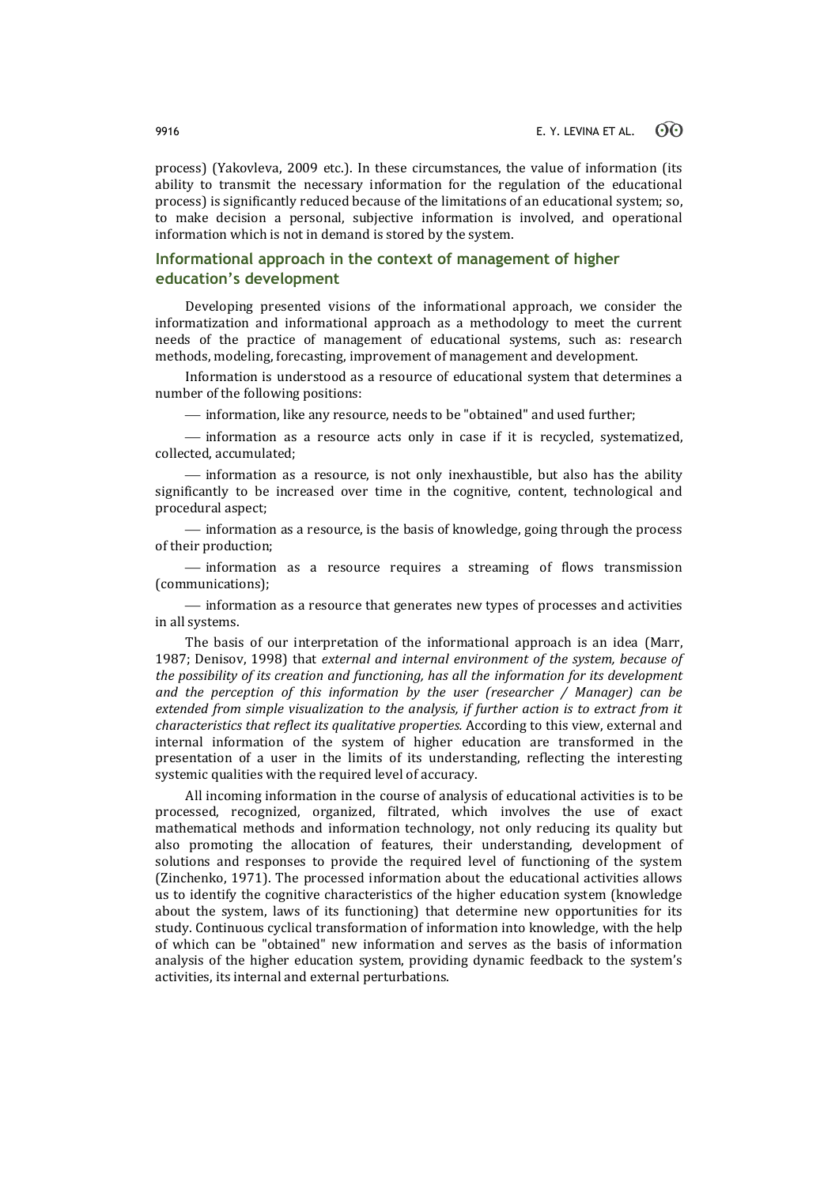process) (Yakovleva, 2009 etc.). In these circumstances, the value of information (its ability to transmit the necessary information for the regulation of the educational process) is significantly reduced because of the limitations of an educational system; so, to make decision a personal, subjective information is involved, and operational information which is not in demand is stored by the system.

## Informational approach in the context of management of higher education's development

Developing presented visions of the informational approach, we consider the informatization and informational approach as a methodology to meet the current needs of the practice of management of educational systems, such as: research methods, modeling, forecasting, improvement of management and development.

Information is understood as a resource of educational system that determines a number of the following positions:

— information, like any resource, needs to be "obtained" and used further;

— information as a resource acts only in case if it is recycled, systematized, collected, accumulated;

— information as a resource, is not only inexhaustible, but also has the ability significantly to be increased over time in the cognitive, content, technological and procedural aspect;

— information as a resource, is the basis of knowledge, going through the process of their production;

— information as a resource requires a streaming of flows transmission (communications);

— information as a resource that generates new types of processes and activities in all systems.

The basis of our interpretation of the informational approach is an idea (Marr, 1987; Denisov, 1998) that *external and internal environment of the system, because of the possibility of its creation and functioning, has all the information for its development and the perception of this information by the user (researcher / Manager) can be extended from simple visualization to the analysis, if further action is to extract from it characteristics that reflect its qualitative properties.* According to this view, external and internal information of the system of higher education are transformed in the presentation of a user in the limits of its understanding, reflecting the interesting systemic qualities with the required level of accuracy.

All incoming information in the course of analysis of educational activities is to be processed, recognized, organized, filtrated, which involves the use of exact mathematical methods and information technology, not only reducing its quality but also promoting the allocation of features, their understanding, development of solutions and responses to provide the required level of functioning of the system (Zinchenko, 1971). The processed information about the educational activities allows us to identify the cognitive characteristics of the higher education system (knowledge about the system, laws of its functioning) that determine new opportunities for its study. Continuous cyclical transformation of information into knowledge, with the help of which can be "obtained" new information and serves as the basis of information analysis of the higher education system, providing dynamic feedback to the system's activities, its internal and external perturbations.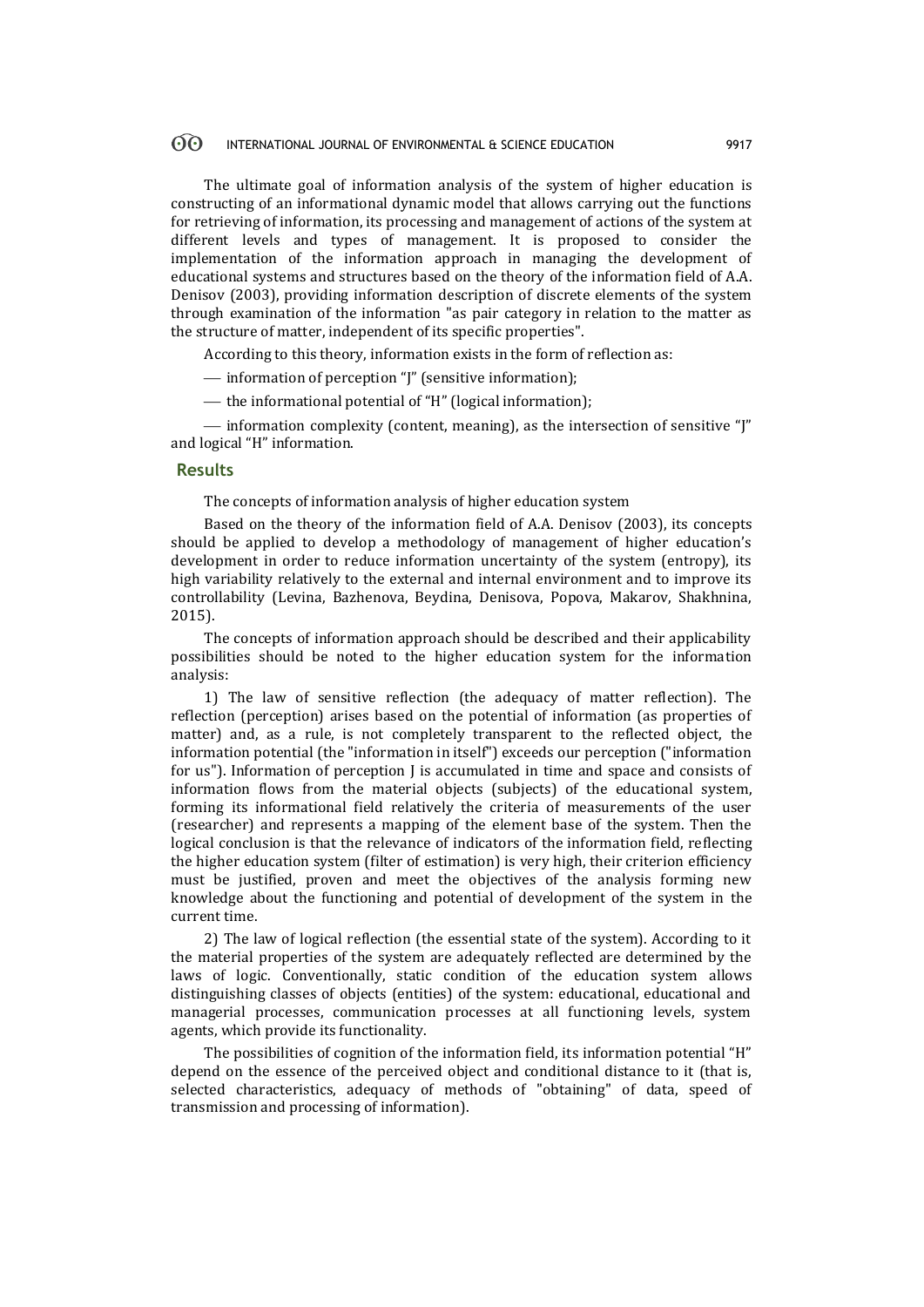The ultimate goal of information analysis of the system of higher education is constructing of an informational dynamic model that allows carrying out the functions for retrieving of information, its processing and management of actions of the system at different levels and types of management. It is proposed to consider the implementation of the information approach in managing the development of educational systems and structures based on the theory of the information field of A.A. Denisov (2003), providing information description of discrete elements of the system through examination of the information "as pair category in relation to the matter as the structure of matter, independent of its specific properties".

According to this theory, information exists in the form of reflection as:

— information of perception "J" (sensitive information);

— the informational potential of "H" (logical information);

— information complexity (content, meaning), as the intersection of sensitive "J" and logical "H" information.

## Results

The concepts of information analysis of higher education system

Based on the theory of the information field of A.A. Denisov (2003), its concepts should be applied to develop a methodology of management of higher education's development in order to reduce information uncertainty of the system (entropy), its high variability relatively to the external and internal environment and to improve its controllability (Levina, Bazhenova, Beydina, Denisova, Popova, Makarov, Shakhnina, 2015).

The concepts of information approach should be described and their applicability possibilities should be noted to the higher education system for the information analysis:

1) The law of sensitive reflection (the adequacy of matter reflection). The reflection (perception) arises based on the potential of information (as properties of matter) and, as a rule, is not completely transparent to the reflected object, the information potential (the "information in itself") exceeds our perception ("information for us"). Information of perception J is accumulated in time and space and consists of information flows from the material objects (subjects) of the educational system, forming its informational field relatively the criteria of measurements of the user (researcher) and represents a mapping of the element base of the system. Then the logical conclusion is that the relevance of indicators of the information field, reflecting the higher education system (filter of estimation) is very high, their criterion efficiency must be justified, proven and meet the objectives of the analysis forming new knowledge about the functioning and potential of development of the system in the current time.

2) The law of logical reflection (the essential state of the system). According to it the material properties of the system are adequately reflected are determined by the laws of logic. Conventionally, static condition of the education system allows distinguishing classes of objects (entities) of the system: educational, educational and managerial processes, communication processes at all functioning levels, system agents, which provide its functionality.

The possibilities of cognition of the information field, its information potential "H" depend on the essence of the perceived object and conditional distance to it (that is, selected characteristics, adequacy of methods of "obtaining" of data, speed of transmission and processing of information).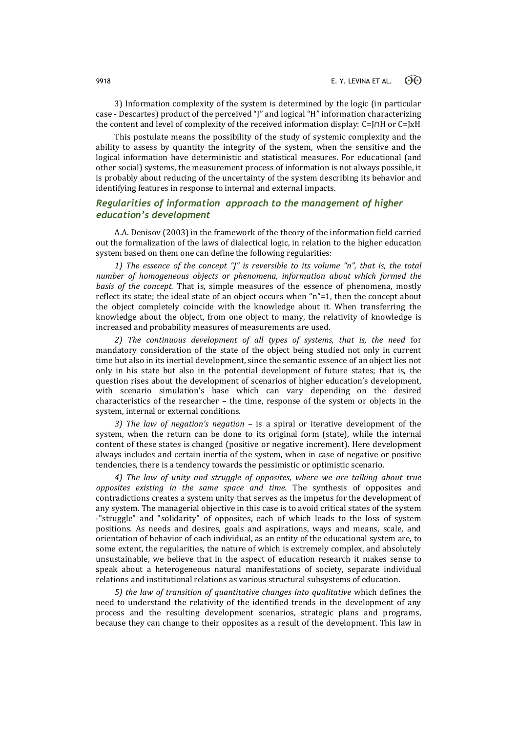3) Information complexity of the system is determined by the logic (in particular case - Descartes) product of the perceived "J" and logical "H" information characterizing the content and level of complexity of the received information display: $C=J \cap H$ or $C=J \times H$

This postulate means the possibility of the study of systemic complexity and the ability to assess by quantity the integrity of the system, when the sensitive and the logical information have deterministic and statistical measures. For educational (and other social) systems, the measurement process of information is not always possible, it is probably about reducing of the uncertainty of the system describing its behavior and identifying features in response to internal and external impacts.

## *Regularities of information approach to the management of higher education's development*

A.A. Denisov (2003) in the framework of the theory of the information field carried out the formalization of the laws of dialectical logic, in relation to the higher education system based on them one can define the following regularities:

*1) The essence of the concept "J" is reversible to its volume "n", that is, the total number of homogeneous objects or phenomena, information about which formed the basis of the concept.* That is, simple measures of the essence of phenomena, mostly reflect its state; the ideal state of an object occurs when "n"=1, then the concept about the object completely coincide with the knowledge about it. When transferring the knowledge about the object, from one object to many, the relativity of knowledge is increased and probability measures of measurements are used.

*2) The continuous development of all types of systems, that is, the need* for mandatory consideration of the state of the object being studied not only in current time but also in its inertial development, since the semantic essence of an object lies not only in his state but also in the potential development of future states; that is, the question rises about the development of scenarios of higher education's development, with scenario simulation's base which can vary depending on the desired characteristics of the researcher – the time, response of the system or objects in the system, internal or external conditions.

*3) The law of negation's negation* – is a spiral or iterative development of the system, when the return can be done to its original form (state), while the internal content of these states is changed (positive or negative increment). Here development always includes and certain inertia of the system, when in case of negative or positive tendencies, there is a tendency towards the pessimistic or optimistic scenario.

*4) The law of unity and struggle of opposites, where we are talking about true opposites existing in the same space and time.* The synthesis of opposites and contradictions creates a system unity that serves as the impetus for the development of any system. The managerial objective in this case is to avoid critical states of the system -"struggle" and "solidarity" of opposites, each of which leads to the loss of system positions. As needs and desires, goals and aspirations, ways and means, scale, and orientation of behavior of each individual, as an entity of the educational system are, to some extent, the regularities, the nature of which is extremely complex, and absolutely unsustainable, we believe that in the aspect of education research it makes sense to speak about a heterogeneous natural manifestations of society, separate individual relations and institutional relations as various structural subsystems of education.

*5) the law of transition of quantitative changes into qualitative* which defines the need to understand the relativity of the identified trends in the development of any process and the resulting development scenarios, strategic plans and programs, because they can change to their opposites as a result of the development. This law in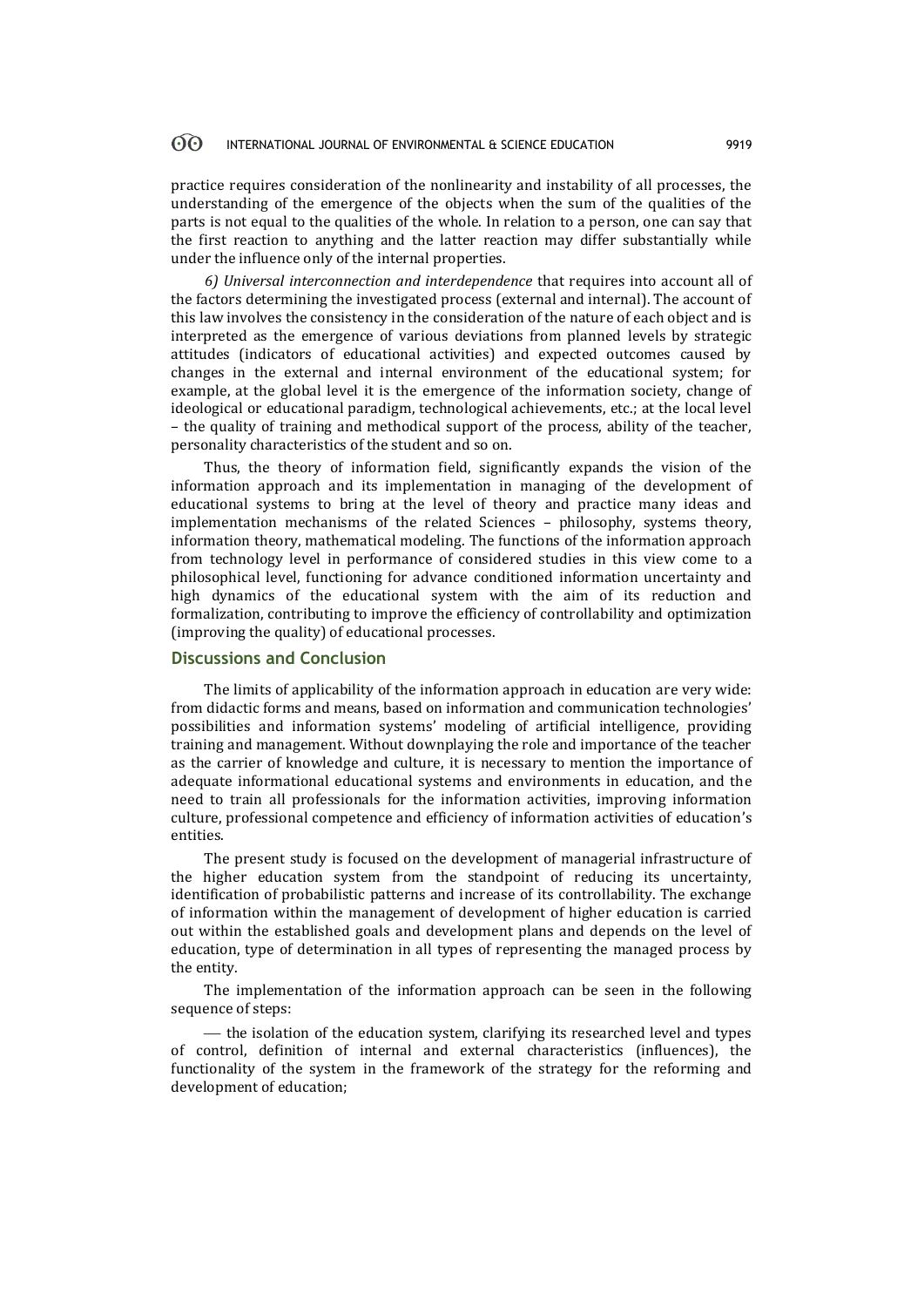practice requires consideration of the nonlinearity and instability of all processes, the understanding of the emergence of the objects when the sum of the qualities of the parts is not equal to the qualities of the whole. In relation to a person, one can say that the first reaction to anything and the latter reaction may differ substantially while under the influence only of the internal properties.

*6) Universal interconnection and interdependence* that requires into account all of the factors determining the investigated process (external and internal). The account of this law involves the consistency in the consideration of the nature of each object and is interpreted as the emergence of various deviations from planned levels by strategic attitudes (indicators of educational activities) and expected outcomes caused by changes in the external and internal environment of the educational system; for example, at the global level it is the emergence of the information society, change of ideological or educational paradigm, technological achievements, etc.; at the local level – the quality of training and methodical support of the process, ability of the teacher, personality characteristics of the student and so on.

Thus, the theory of information field, significantly expands the vision of the information approach and its implementation in managing of the development of educational systems to bring at the level of theory and practice many ideas and implementation mechanisms of the related Sciences – philosophy, systems theory, information theory, mathematical modeling. The functions of the information approach from technology level in performance of considered studies in this view come to a philosophical level, functioning for advance conditioned information uncertainty and high dynamics of the educational system with the aim of its reduction and formalization, contributing to improve the efficiency of controllability and optimization (improving the quality) of educational processes.

## Discussions and Conclusion

The limits of applicability of the information approach in education are very wide: from didactic forms and means, based on information and communication technologies' possibilities and information systems' modeling of artificial intelligence, providing training and management. Without downplaying the role and importance of the teacher as the carrier of knowledge and culture, it is necessary to mention the importance of adequate informational educational systems and environments in education, and the need to train all professionals for the information activities, improving information culture, professional competence and efficiency of information activities of education's entities.

The present study is focused on the development of managerial infrastructure of the higher education system from the standpoint of reducing its uncertainty, identification of probabilistic patterns and increase of its controllability. The exchange of information within the management of development of higher education is carried out within the established goals and development plans and depends on the level of education, type of determination in all types of representing the managed process by the entity.

The implementation of the information approach can be seen in the following sequence of steps:

— the isolation of the education system, clarifying its researched level and types of control, definition of internal and external characteristics (influences), the functionality of the system in the framework of the strategy for the reforming and development of education;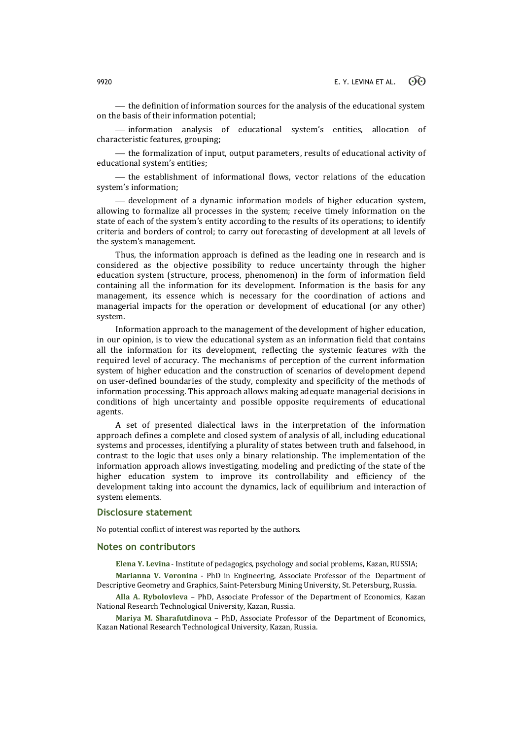- the definition of information sources for the analysis of the educational system on the basis of their information potential;

- information analysis of educational system's entities, allocation of characteristic features, grouping;

- the formalization of input, output parameters, results of educational activity of educational system's entities;

- the establishment of informational flows, vector relations of the education system's information;

- development of a dynamic information models of higher education system, allowing to formalize all processes in the system; receive timely information on the state of each of the system's entity according to the results of its operations; to identify criteria and borders of control; to carry out forecasting of development at all levels of the system's management.

Thus, the information approach is defined as the leading one in research and is considered as the objective possibility to reduce uncertainty through the higher education system (structure, process, phenomenon) in the form of information field containing all the information for its development. Information is the basis for any management, its essence which is necessary for the coordination of actions and managerial impacts for the operation or development of educational (or any other) system.

Information approach to the management of the development of higher education, in our opinion, is to view the educational system as an information field that contains all the information for its development, reflecting the systemic features with the required level of accuracy. The mechanisms of perception of the current information system of higher education and the construction of scenarios of development depend on user-defined boundaries of the study, complexity and specificity of the methods of information processing. This approach allows making adequate managerial decisions in conditions of high uncertainty and possible opposite requirements of educational agents.

A set of presented dialectical laws in the interpretation of the information approach defines a complete and closed system of analysis of all, including educational systems and processes, identifying a plurality of states between truth and falsehood, in contrast to the logic that uses only a binary relationship. The implementation of the information approach allows investigating, modeling and predicting of the state of the higher education system to improve its controllability and efficiency of the development taking into account the dynamics, lack of equilibrium and interaction of system elements.

## Disclosure statement

No potential conflict of interest was reported by the authors.

## Notes on contributors

**Elena Y. Levina** - Institute of pedagogics, psychology and social problems, Kazan, RUSSIA;

**Marianna V. Voronina** - PhD in Engineering, Associate Professor of the Department of Descriptive Geometry and Graphics, Saint-Petersburg Mining University, St. Petersburg, Russia.

**Alla A. Rybolovleva** – PhD, Associate Professor of the Department of Economics, Kazan National Research Technological University, Kazan, Russia.

**Mariya M. Sharafutdinova** – PhD, Associate Professor of the Department of Economics, Kazan National Research Technological University, Kazan, Russia.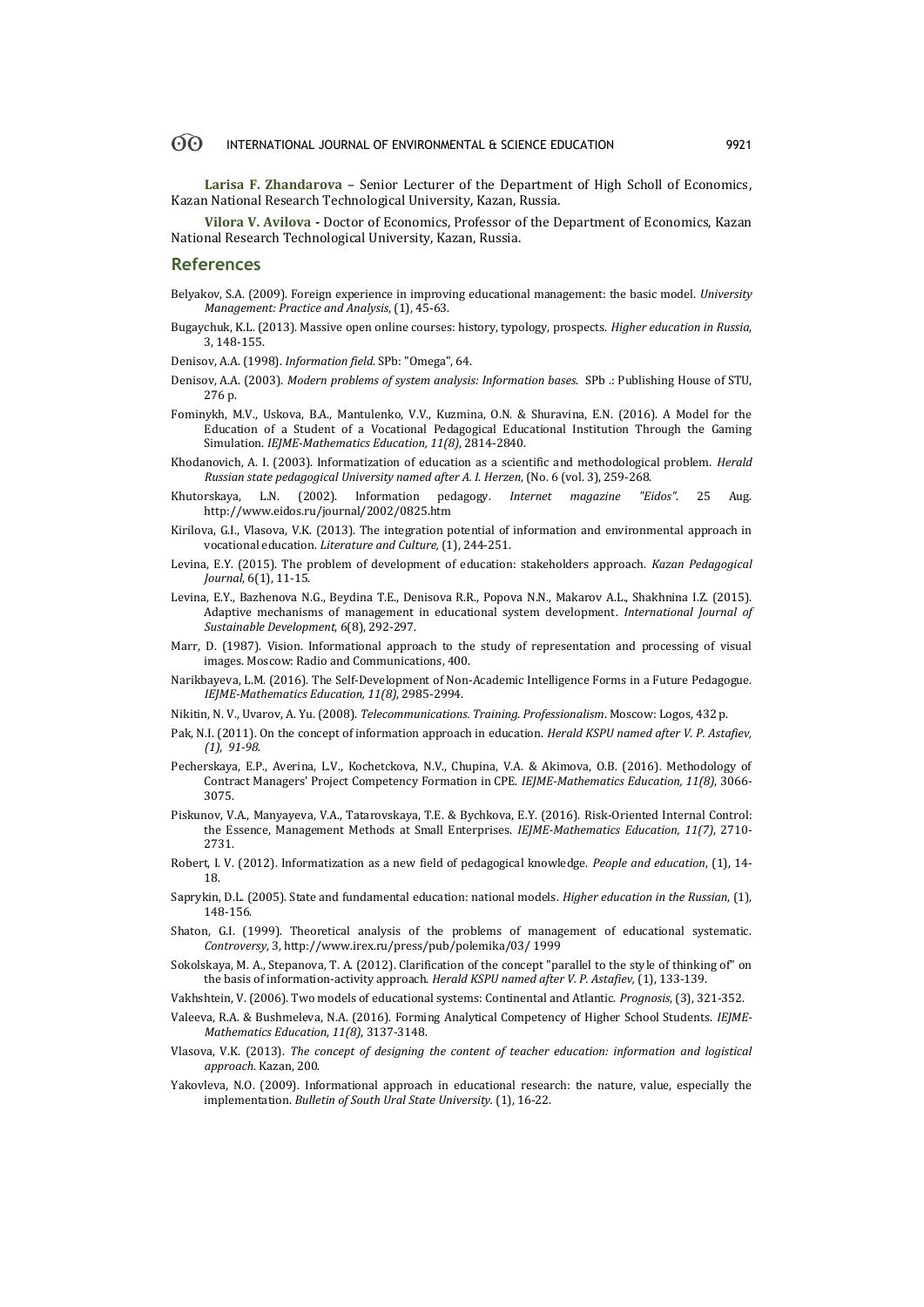**Larisa F. Zhandarova** – Senior Lecturer of the Department of High Scholl of Economics, Kazan National Research Technological University, Kazan, Russia.

**Vilora V. Avilova -** Doctor of Economics, Professor of the Department of Economics, Kazan National Research Technological University, Kazan, Russia.

## References

Belyakov, S.A. (2009). Foreign experience in improving educational management: the basic model. *University Management: Practice and Analysis*, (1), 45-63.

Bugaychuk, K.L. (2013). Massive open online courses: history, typology, prospects. *Higher education in Russia*, 3, 148-155.

Denisov, A.A. (1998). *Information field*. SPb: "Omega", 64.

Denisov, A.A. (2003). *Modern problems of system analysis: Information bases*. SPb .: Publishing House of STU, 276 p.

Fominykh, M.V., Uskova, B.A., Mantulenko, V.V., Kuzmina, O.N. & Shuravina, E.N. (2016). A Model for the Education of a Student of a Vocational Pedagogical Educational Institution Through the Gaming Simulation. *IEJME-Mathematics Education, 11(8)*, 2814-2840.

Khodanovich, A. I. (2003). Informatization of education as a scientific and methodological problem. *Herald Russian state pedagogical University named after A. I. Herzen*, (No. 6 (vol. 3), 259-268.

Khutorskaya, L.N. (2002). Information pedagogy. *Internet magazine "Eidos"*. 25 Aug. http://www.eidos.ru/journal/2002/0825.htm

Kirilova, G.I., Vlasova, V.K. (2013). The integration potential of information and environmental approach in vocational education. *Literature and Culture*, (1), 244-251.

Levina, E.Y. (2015). The problem of development of education: stakeholders approach. *Kazan Pedagogical Journal*, 6(1), 11-15.

Levina, E.Y., Bazhenova N.G., Beydina T.E., Denisova R.R., Popova N.N., Makarov A.L., Shakhnina I.Z. (2015). Adaptive mechanisms of management in educational system development. *International Journal of Sustainable Development*, 6(8), 292-297.

Marr, D. (1987). Vision. Informational approach to the study of representation and processing of visual images. Moscow: Radio and Communications, 400.

Narikbayeva, L.M. (2016). The Self-Development of Non-Academic Intelligence Forms in a Future Pedagogue. *IEJME-Mathematics Education, 11(8)*, 2985-2994.

Nikitin, N. V., Uvarov, A. Yu. (2008). *Telecommunications. Training. Professionalism*. Moscow: Logos, 432 p.

Pak, N.I. (2011). On the concept of information approach in education. *Herald KSPU named after V. P. Astafiev, (1), 91-98*.

Pecherskaya, E.P., Averina, L.V., Kochetckova, N.V., Chupina, V.A. & Akimova, O.B. (2016). Methodology of Contract Managers' Project Competency Formation in CPE. *IEJME-Mathematics Education, 11(8)*, 3066-3075.

Piskunov, V.A., Manyayeva, V.A., Tatarovskaya, T.E. & Bychkova, E.Y. (2016). Risk-Oriented Internal Control: the Essence, Management Methods at Small Enterprises. *IEJME-Mathematics Education, 11(7)*, 2710-2731.

Robert, I. V. (2012). Informatization as a new field of pedagogical knowledge. *People and education*, (1), 14-18.

Saprykin, D.L. (2005). State and fundamental education: national models. *Higher education in the Russian*, (1), 148-156.

Shaton, G.I. (1999). Theoretical analysis of the problems of management of educational systematic. *Controversy*, 3, http://www.irex.ru/press/pub/polemika/03/ 1999

Sokolskaya, M. A., Stepanova, T. A. (2012). Clarification of the concept "parallel to the style of thinking of" on the basis of information-activity approach. *Herald KSPU named after V. P. Astafiev*, (1), 133-139.

Vakhshtein, V. (2006). Two models of educational systems: Continental and Atlantic. *Prognosis*, (3), 321-352.

Valeeva, R.A. & Bushmeleva, N.A. (2016). Forming Analytical Competency of Higher School Students. *IEJME-Mathematics Education, 11(8)*, 3137-3148.

Vlasova, V.K. (2013). *The concept of designing the content of teacher education: information and logistical approach*. Kazan, 200.

Yakovleva, N.O. (2009). Informational approach in educational research: the nature, value, especially the implementation. *Bulletin of South Ural State University*. (1), 16-22.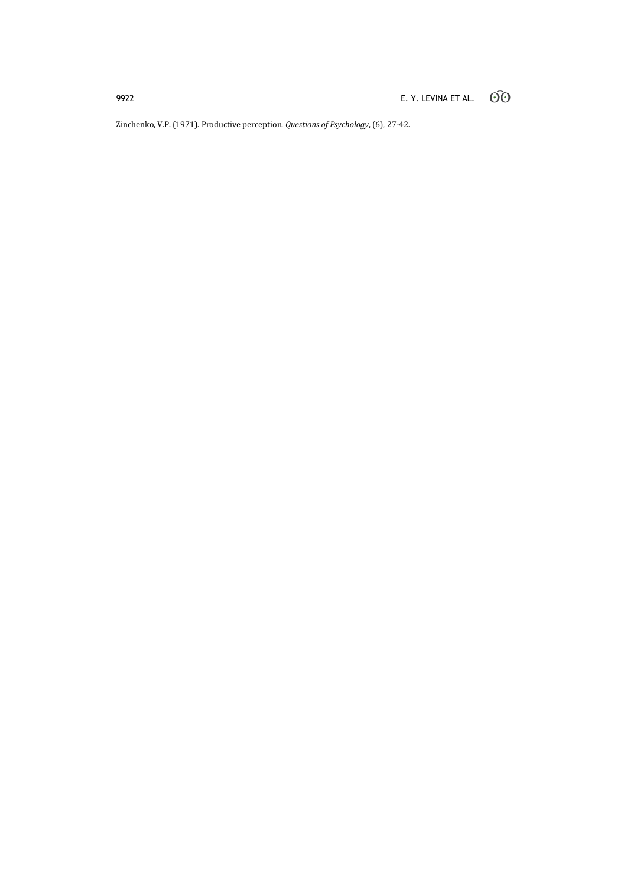Zinchenko, V.P. (1971). Productive perception. *Questions of Psychology*, (6), 27-42.